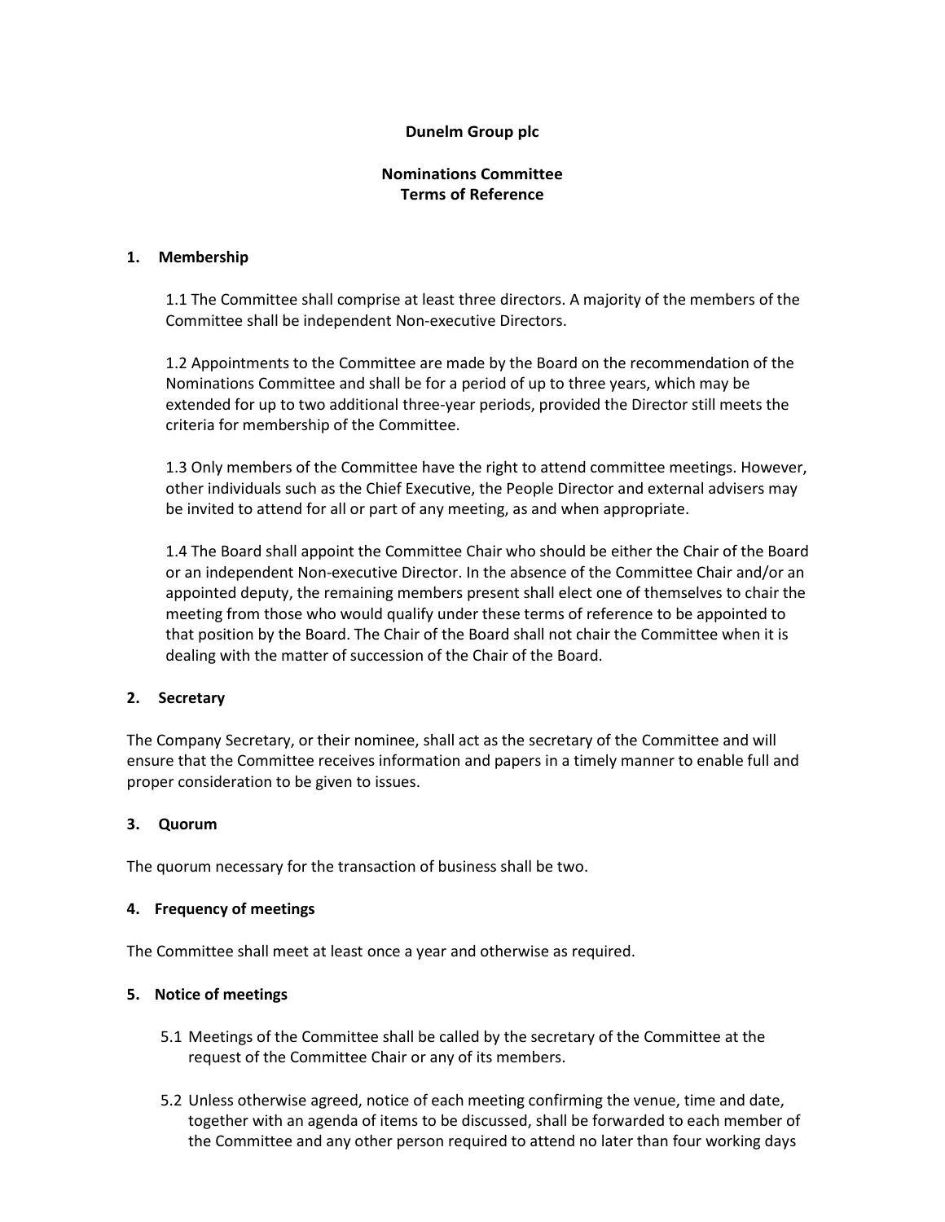# Dunelm Group plc

## Nominations Committee
## Terms of Reference

### 1. Membership

1.1 The Committee shall comprise at least three directors. A majority of the members of the Committee shall be independent Non-executive Directors.

1.2 Appointments to the Committee are made by the Board on the recommendation of the Nominations Committee and shall be for a period of up to three years, which may be extended for up to two additional three-year periods, provided the Director still meets the criteria for membership of the Committee.

1.3 Only members of the Committee have the right to attend committee meetings. However, other individuals such as the Chief Executive, the People Director and external advisers may be invited to attend for all or part of any meeting, as and when appropriate.

1.4 The Board shall appoint the Committee Chair who should be either the Chair of the Board or an independent Non-executive Director. In the absence of the Committee Chair and/or an appointed deputy, the remaining members present shall elect one of themselves to chair the meeting from those who would qualify under these terms of reference to be appointed to that position by the Board. The Chair of the Board shall not chair the Committee when it is dealing with the matter of succession of the Chair of the Board.

### 2. Secretary

The Company Secretary, or their nominee, shall act as the secretary of the Committee and will ensure that the Committee receives information and papers in a timely manner to enable full and proper consideration to be given to issues.

### 3. Quorum

The quorum necessary for the transaction of business shall be two.

### 4. Frequency of meetings

The Committee shall meet at least once a year and otherwise as required.

### 5. Notice of meetings

5.1 Meetings of the Committee shall be called by the secretary of the Committee at the request of the Committee Chair or any of its members.

5.2 Unless otherwise agreed, notice of each meeting confirming the venue, time and date, together with an agenda of items to be discussed, shall be forwarded to each member of the Committee and any other person required to attend no later than four working days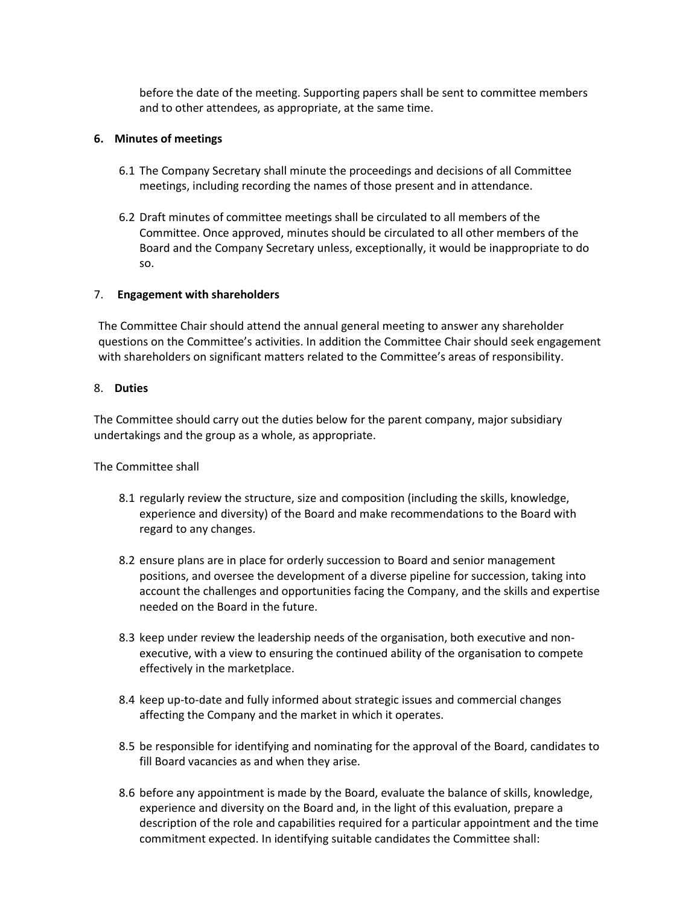before the date of the meeting. Supporting papers shall be sent to committee members and to other attendees, as appropriate, at the same time.

**6. Minutes of meetings**

6.1 The Company Secretary shall minute the proceedings and decisions of all Committee meetings, including recording the names of those present and in attendance.

6.2 Draft minutes of committee meetings shall be circulated to all members of the Committee. Once approved, minutes should be circulated to all other members of the Board and the Company Secretary unless, exceptionally, it would be inappropriate to do so.

7. **Engagement with shareholders**

The Committee Chair should attend the annual general meeting to answer any shareholder questions on the Committee's activities. In addition the Committee Chair should seek engagement with shareholders on significant matters related to the Committee's areas of responsibility.

8. **Duties**

The Committee should carry out the duties below for the parent company, major subsidiary undertakings and the group as a whole, as appropriate.

The Committee shall

8.1 regularly review the structure, size and composition (including the skills, knowledge, experience and diversity) of the Board and make recommendations to the Board with regard to any changes.

8.2 ensure plans are in place for orderly succession to Board and senior management positions, and oversee the development of a diverse pipeline for succession, taking into account the challenges and opportunities facing the Company, and the skills and expertise needed on the Board in the future.

8.3 keep under review the leadership needs of the organisation, both executive and non-executive, with a view to ensuring the continued ability of the organisation to compete effectively in the marketplace.

8.4 keep up-to-date and fully informed about strategic issues and commercial changes affecting the Company and the market in which it operates.

8.5 be responsible for identifying and nominating for the approval of the Board, candidates to fill Board vacancies as and when they arise.

8.6 before any appointment is made by the Board, evaluate the balance of skills, knowledge, experience and diversity on the Board and, in the light of this evaluation, prepare a description of the role and capabilities required for a particular appointment and the time commitment expected. In identifying suitable candidates the Committee shall: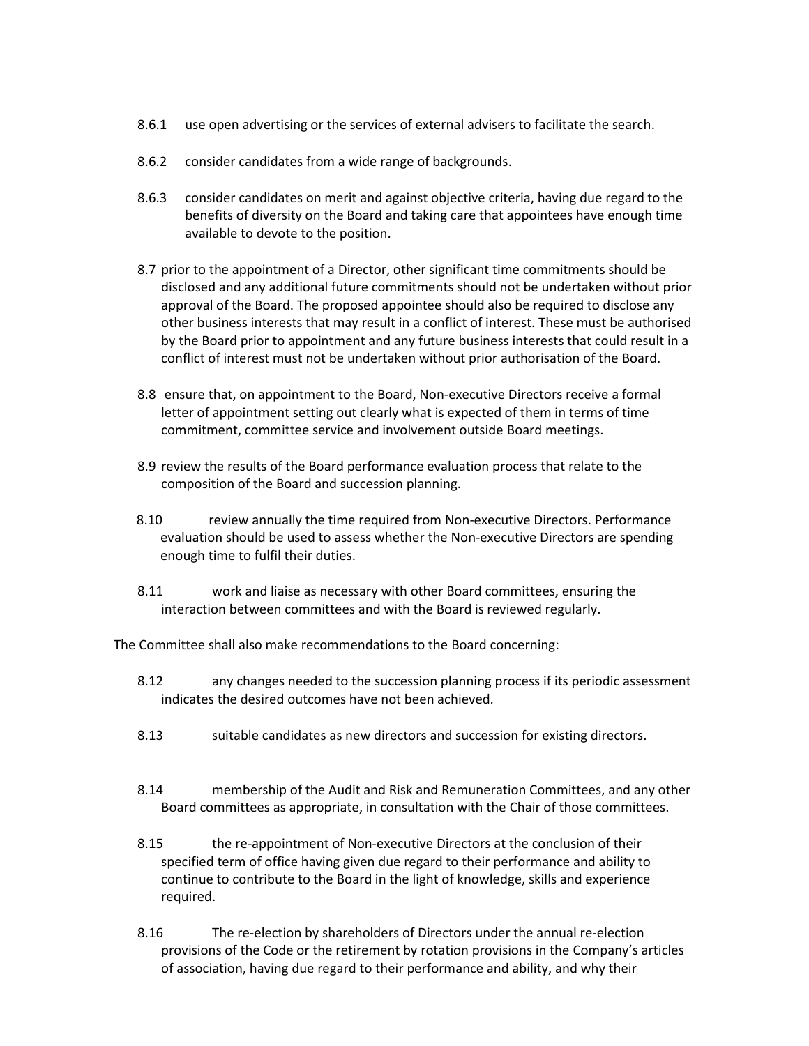8.6.1 use open advertising or the services of external advisers to facilitate the search.

8.6.2 consider candidates from a wide range of backgrounds.

8.6.3 consider candidates on merit and against objective criteria, having due regard to the benefits of diversity on the Board and taking care that appointees have enough time available to devote to the position.

8.7 prior to the appointment of a Director, other significant time commitments should be disclosed and any additional future commitments should not be undertaken without prior approval of the Board. The proposed appointee should also be required to disclose any other business interests that may result in a conflict of interest. These must be authorised by the Board prior to appointment and any future business interests that could result in a conflict of interest must not be undertaken without prior authorisation of the Board.

8.8 ensure that, on appointment to the Board, Non-executive Directors receive a formal letter of appointment setting out clearly what is expected of them in terms of time commitment, committee service and involvement outside Board meetings.

8.9 review the results of the Board performance evaluation process that relate to the composition of the Board and succession planning.

8.10 review annually the time required from Non-executive Directors. Performance evaluation should be used to assess whether the Non-executive Directors are spending enough time to fulfil their duties.

8.11 work and liaise as necessary with other Board committees, ensuring the interaction between committees and with the Board is reviewed regularly.

The Committee shall also make recommendations to the Board concerning:

8.12 any changes needed to the succession planning process if its periodic assessment indicates the desired outcomes have not been achieved.

8.13 suitable candidates as new directors and succession for existing directors.

8.14 membership of the Audit and Risk and Remuneration Committees, and any other Board committees as appropriate, in consultation with the Chair of those committees.

8.15 the re-appointment of Non-executive Directors at the conclusion of their specified term of office having given due regard to their performance and ability to continue to contribute to the Board in the light of knowledge, skills and experience required.

8.16 The re-election by shareholders of Directors under the annual re-election provisions of the Code or the retirement by rotation provisions in the Company's articles of association, having due regard to their performance and ability, and why their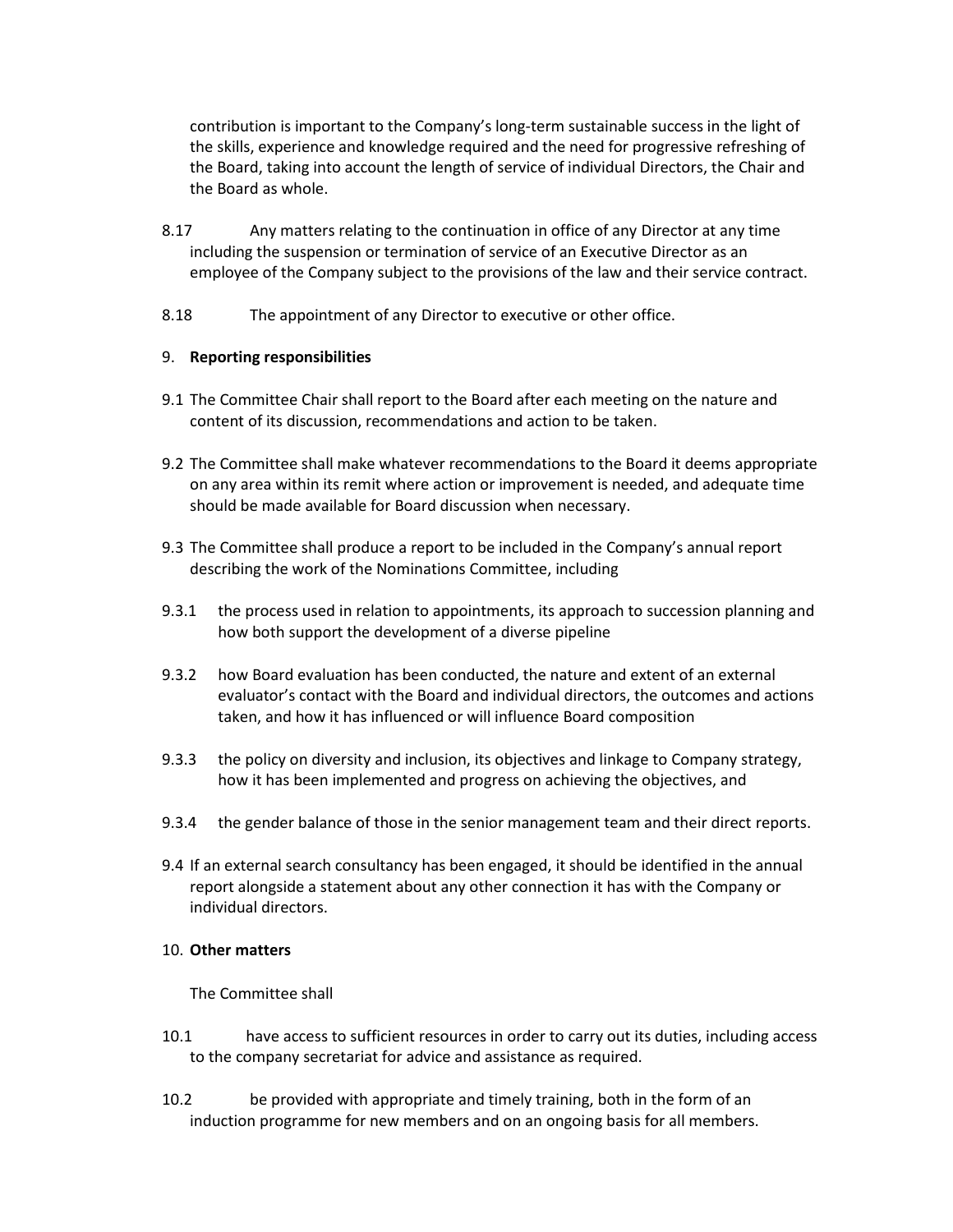contribution is important to the Company's long-term sustainable success in the light of the skills, experience and knowledge required and the need for progressive refreshing of the Board, taking into account the length of service of individual Directors, the Chair and the Board as whole.

8.17 Any matters relating to the continuation in office of any Director at any time including the suspension or termination of service of an Executive Director as an employee of the Company subject to the provisions of the law and their service contract.

8.18 The appointment of any Director to executive or other office.

9. **Reporting responsibilities**

9.1 The Committee Chair shall report to the Board after each meeting on the nature and content of its discussion, recommendations and action to be taken.

9.2 The Committee shall make whatever recommendations to the Board it deems appropriate on any area within its remit where action or improvement is needed, and adequate time should be made available for Board discussion when necessary.

9.3 The Committee shall produce a report to be included in the Company's annual report describing the work of the Nominations Committee, including

9.3.1 the process used in relation to appointments, its approach to succession planning and how both support the development of a diverse pipeline

9.3.2 how Board evaluation has been conducted, the nature and extent of an external evaluator's contact with the Board and individual directors, the outcomes and actions taken, and how it has influenced or will influence Board composition

9.3.3 the policy on diversity and inclusion, its objectives and linkage to Company strategy, how it has been implemented and progress on achieving the objectives, and

9.3.4 the gender balance of those in the senior management team and their direct reports.

9.4 If an external search consultancy has been engaged, it should be identified in the annual report alongside a statement about any other connection it has with the Company or individual directors.

10. **Other matters**

The Committee shall

10.1 have access to sufficient resources in order to carry out its duties, including access to the company secretariat for advice and assistance as required.

10.2 be provided with appropriate and timely training, both in the form of an induction programme for new members and on an ongoing basis for all members.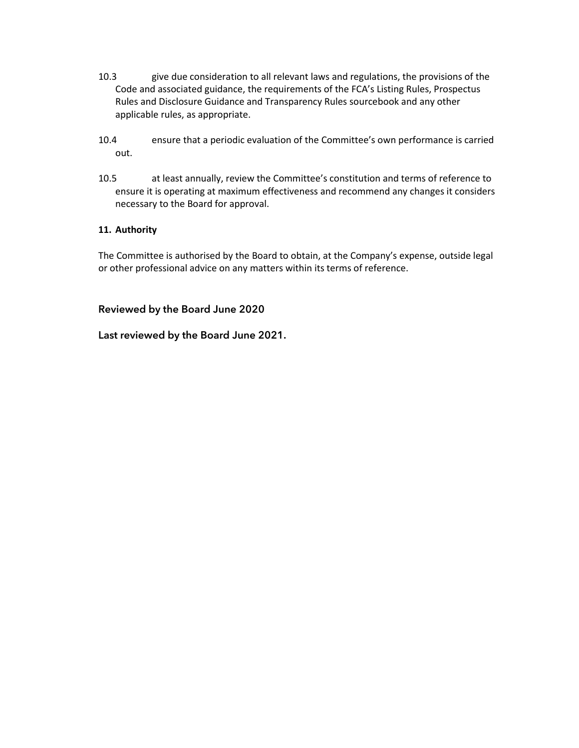10.3 give due consideration to all relevant laws and regulations, the provisions of the Code and associated guidance, the requirements of the FCA's Listing Rules, Prospectus Rules and Disclosure Guidance and Transparency Rules sourcebook and any other applicable rules, as appropriate.

10.4 ensure that a periodic evaluation of the Committee's own performance is carried out.

10.5 at least annually, review the Committee's constitution and terms of reference to ensure it is operating at maximum effectiveness and recommend any changes it considers necessary to the Board for approval.

**11. Authority**

The Committee is authorised by the Board to obtain, at the Company's expense, outside legal or other professional advice on any matters within its terms of reference.

**Reviewed by the Board June 2020**

**Last reviewed by the Board June 2021.**